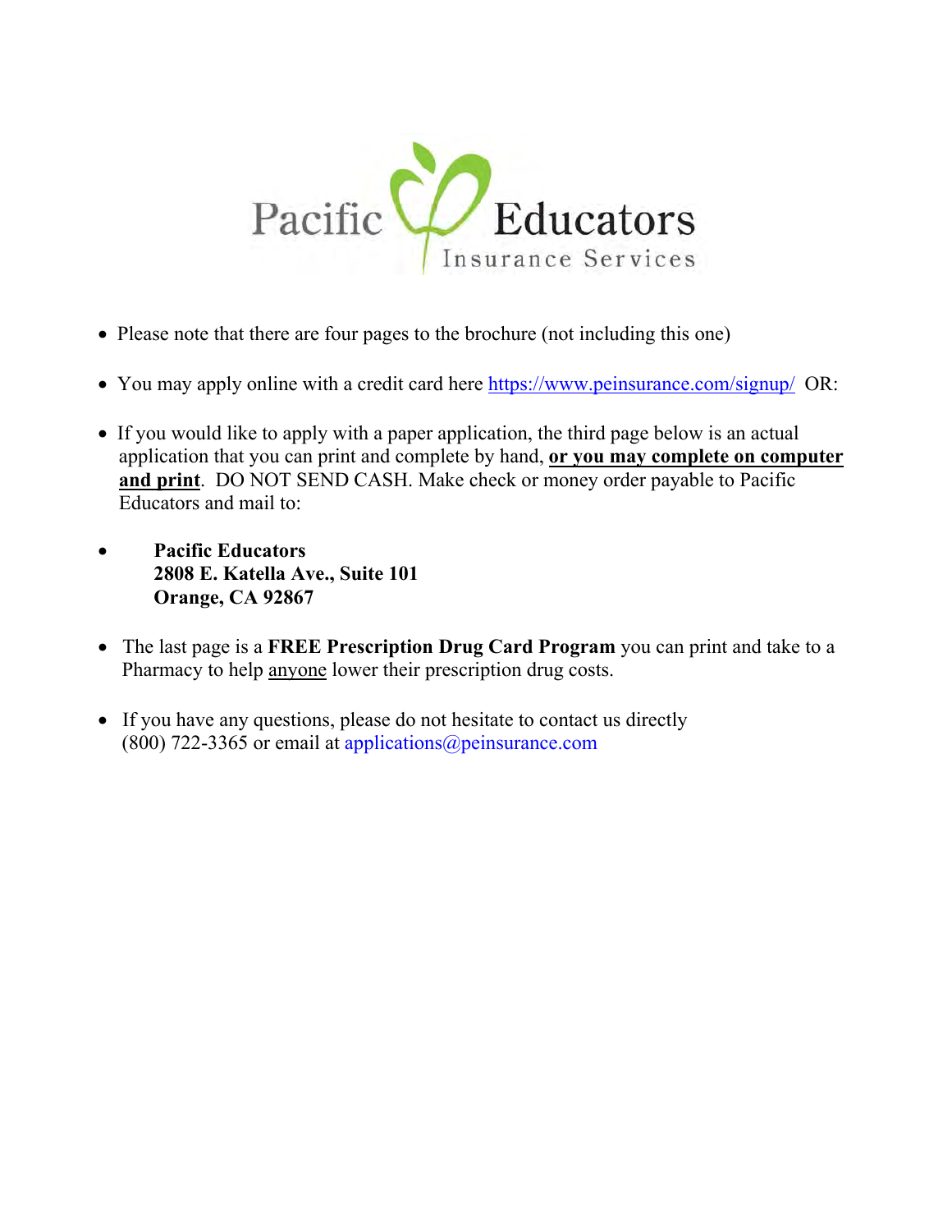Pacific Educators
Insurance Services

- Please note that there are four pages to the brochure (not including this one)
- You may apply online with a credit card here https://www.peinsurance.com/signup/ OR:
- If you would like to apply with a paper application, the third page below is an actual application that you can print and complete by hand, **or you may complete on computer and print**. DO NOT SEND CASH. Make check or money order payable to Pacific Educators and mail to:
- **Pacific Educators**
  **2808 E. Katella Ave., Suite 101**
  **Orange, CA 92867**
- The last page is a **FREE Prescription Drug Card Program** you can print and take to a Pharmacy to help anyone lower their prescription drug costs.
- If you have any questions, please do not hesitate to contact us directly (800) 722-3365 or email at applications@peinsurance.com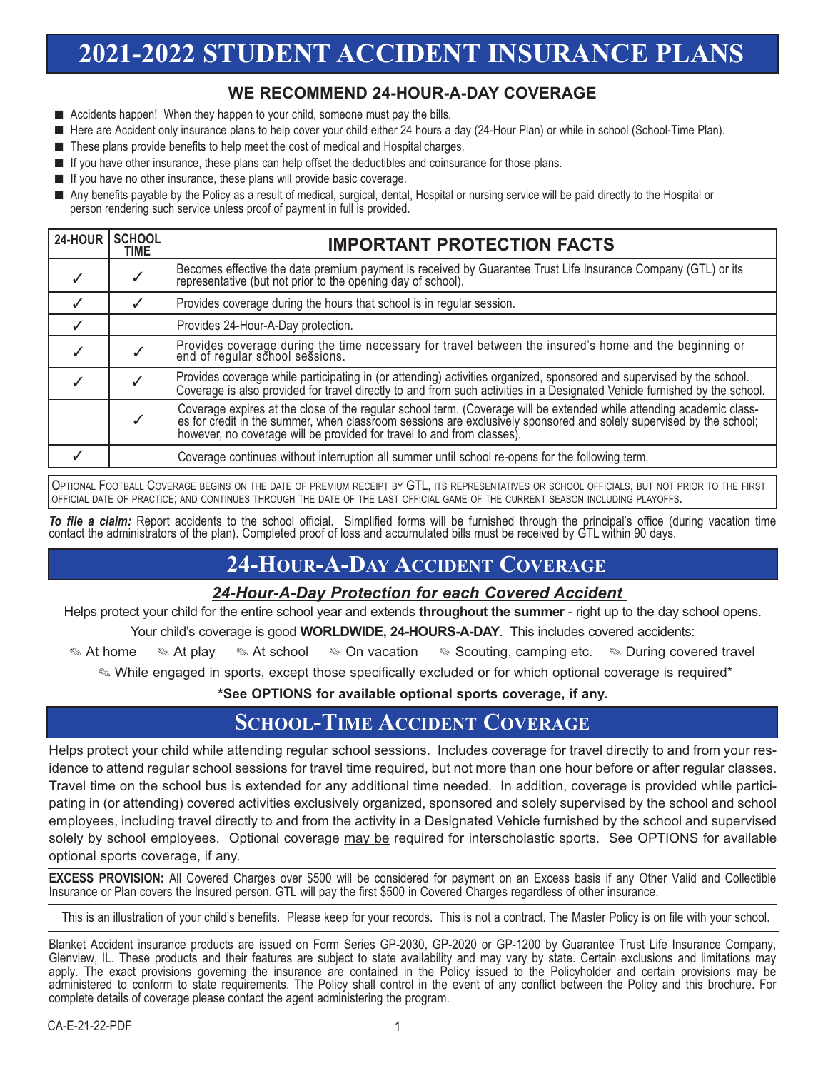# 2021-2022 STUDENT ACCIDENT INSURANCE PLANS

## WE RECOMMEND 24-HOUR-A-DAY COVERAGE

- Accidents happen! When they happen to your child, someone must pay the bills.
- Here are Accident only insurance plans to help cover your child either 24 hours a day (24-Hour Plan) or while in school (School-Time Plan).
- These plans provide benefits to help meet the cost of medical and Hospital charges.
- If you have other insurance, these plans can help offset the deductibles and coinsurance for those plans.
- If you have no other insurance, these plans will provide basic coverage.
- Any benefits payable by the Policy as a result of medical, surgical, dental, Hospital or nursing service will be paid directly to the Hospital or person rendering such service unless proof of payment in full is provided.

| 24-HOUR | SCHOOL TIME | IMPORTANT PROTECTION FACTS |
|---|---|---|
| ✓ | ✓ | Becomes effective the date premium payment is received by Guarantee Trust Life Insurance Company (GTL) or its representative (but not prior to the opening day of school). |
| ✓ | ✓ | Provides coverage during the hours that school is in regular session. |
| ✓ | | Provides 24-Hour-A-Day protection. |
| ✓ | ✓ | Provides coverage during the time necessary for travel between the insured's home and the beginning or end of regular school sessions. |
| ✓ | ✓ | Provides coverage while participating in (or attending) activities organized, sponsored and supervised by the school. Coverage is also provided for travel directly to and from such activities in a Designated Vehicle furnished by the school. |
| | ✓ | Coverage expires at the close of the regular school term. (Coverage will be extended while attending academic classes for credit in the summer, when classroom sessions are exclusively sponsored and solely supervised by the school; however, no coverage will be provided for travel to and from classes). |
| ✓ | | Coverage continues without interruption all summer until school re-opens for the following term. |

OPTIONAL FOOTBALL COVERAGE BEGINS ON THE DATE OF PREMIUM RECEIPT BY GTL, ITS REPRESENTATIVES OR SCHOOL OFFICIALS, BUT NOT PRIOR TO THE FIRST OFFICIAL DATE OF PRACTICE; AND CONTINUES THROUGH THE DATE OF THE LAST OFFICIAL GAME OF THE CURRENT SEASON INCLUDING PLAYOFFS.

***To file a claim:*** Report accidents to the school official. Simplified forms will be furnished through the principal's office (during vacation time contact the administrators of the plan). Completed proof of loss and accumulated bills must be received by GTL within 90 days.

## 24-HOUR-A-DAY ACCIDENT COVERAGE

***24-Hour-A-Day Protection for each Covered Accident***

Helps protect your child for the entire school year and extends **throughout the summer** - right up to the day school opens.

Your child's coverage is good **WORLDWIDE, 24-HOURS-A-DAY**. This includes covered accidents:

✎ At home ✎ At play ✎ At school ✎ On vacation ✎ Scouting, camping etc. ✎ During covered travel

✎ While engaged in sports, except those specifically excluded or for which optional coverage is required*

**\*See OPTIONS for available optional sports coverage, if any.**

## SCHOOL-TIME ACCIDENT COVERAGE

Helps protect your child while attending regular school sessions. Includes coverage for travel directly to and from your residence to attend regular school sessions for travel time required, but not more than one hour before or after regular classes. Travel time on the school bus is extended for any additional time needed. In addition, coverage is provided while participating in (or attending) covered activities exclusively organized, sponsored and solely supervised by the school and school employees, including travel directly to and from the activity in a Designated Vehicle furnished by the school and supervised solely by school employees. Optional coverage may be required for interscholastic sports. See OPTIONS for available optional sports coverage, if any.

**EXCESS PROVISION:** All Covered Charges over $500 will be considered for payment on an Excess basis if any Other Valid and Collectible Insurance or Plan covers the Insured person. GTL will pay the first $500 in Covered Charges regardless of other insurance.

This is an illustration of your child's benefits. Please keep for your records. This is not a contract. The Master Policy is on file with your school.

Blanket Accident insurance products are issued on Form Series GP-2030, GP-2020 or GP-1200 by Guarantee Trust Life Insurance Company, Glenview, IL. These products and their features are subject to state availability and may vary by state. Certain exclusions and limitations may apply. The exact provisions governing the insurance are contained in the Policy issued to the Policyholder and certain provisions may be administered to conform to state requirements. The Policy shall control in the event of any conflict between the Policy and this brochure. For complete details of coverage please contact the agent administering the program.

CA-E-21-22-PDF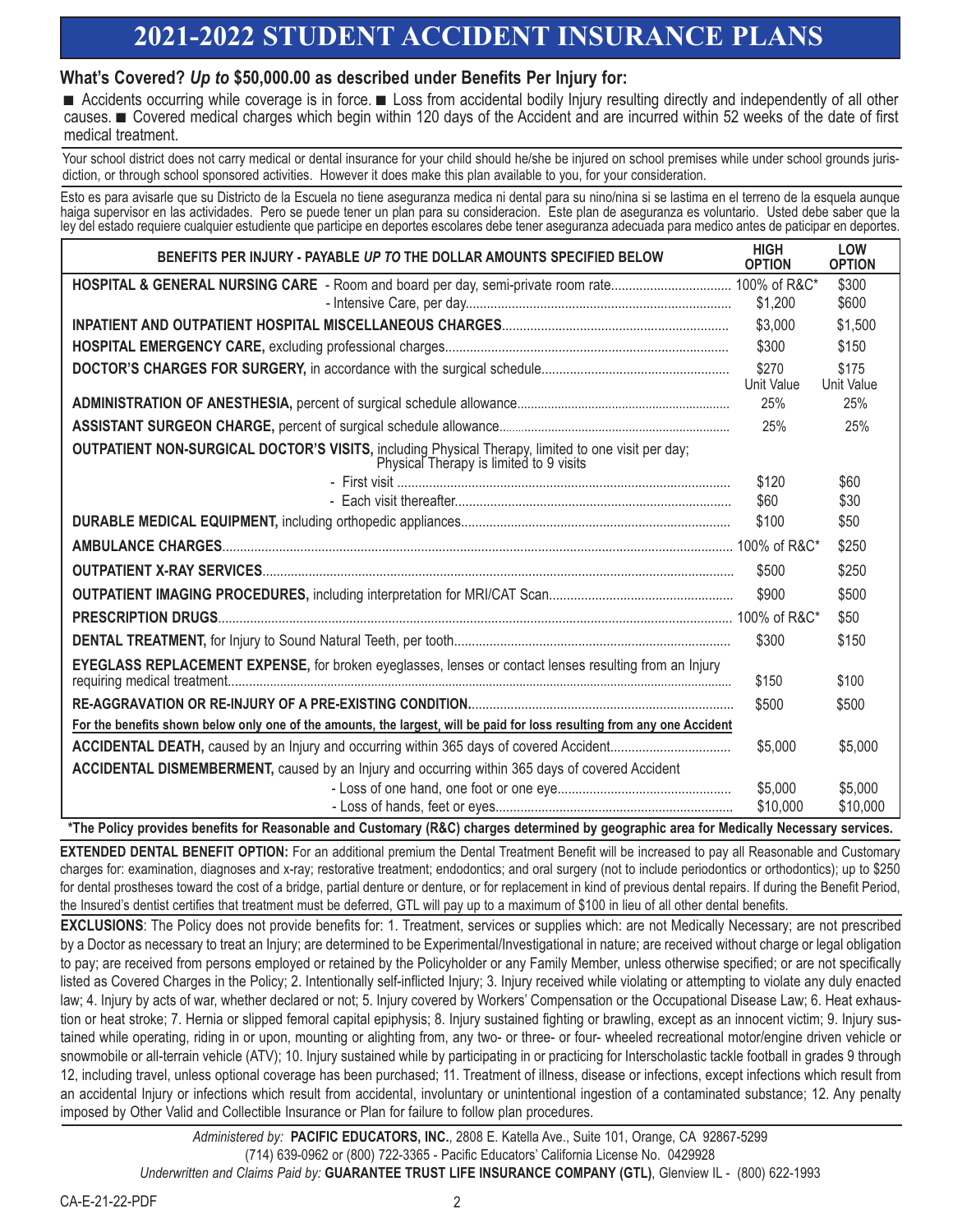# 2021-2022 STUDENT ACCIDENT INSURANCE PLANS

**What's Covered? *Up to* $50,000.00 as described under Benefits Per Injury for:**

■ Accidents occurring while coverage is in force. ■ Loss from accidental bodily Injury resulting directly and independently of all other causes. ■ Covered medical charges which begin within 120 days of the Accident and are incurred within 52 weeks of the date of first medical treatment.

Your school district does not carry medical or dental insurance for your child should he/she be injured on school premises while under school grounds jurisdiction, or through school sponsored activities. However it does make this plan available to you, for your consideration.

Esto es para avisarle que su Districto de la Escuela no tiene aseguranza medica ni dental para su nino/nina si se lastima en el terreno de la esquela aunque haiga supervisor en las actividades. Pero se puede tener un plan para su consideracion. Este plan de aseguranza es voluntario. Usted debe saber que la ley del estado requiere cualquier estudiente que participe en deportes escolares debe tener aseguranza adecuada para medico antes de paticipar en deportes.

| BENEFITS PER INJURY - PAYABLE *UP TO* THE DOLLAR AMOUNTS SPECIFIED BELOW | HIGH OPTION | LOW OPTION |
|---|---|---|
| **HOSPITAL & GENERAL NURSING CARE** - Room and board per day, semi-private room rate | 100% of R&C* | $300 |
| - Intensive Care, per day | $1,200 | $600 |
| **INPATIENT AND OUTPATIENT HOSPITAL MISCELLANEOUS CHARGES** | $3,000 | $1,500 |
| **HOSPITAL EMERGENCY CARE,** excluding professional charges | $300 | $150 |
| **DOCTOR'S CHARGES FOR SURGERY,** in accordance with the surgical schedule | $270 Unit Value | $175 Unit Value |
| **ADMINISTRATION OF ANESTHESIA,** percent of surgical schedule allowance | 25% | 25% |
| **ASSISTANT SURGEON CHARGE,** percent of surgical schedule allowance | 25% | 25% |
| **OUTPATIENT NON-SURGICAL DOCTOR'S VISITS,** including Physical Therapy, limited to one visit per day; Physical Therapy is limited to 9 visits | | |
| - First visit | $120 | $60 |
| - Each visit thereafter | $60 | $30 |
| **DURABLE MEDICAL EQUIPMENT,** including orthopedic appliances | $100 | $50 |
| **AMBULANCE CHARGES** | 100% of R&C* | $250 |
| **OUTPATIENT X-RAY SERVICES** | $500 | $250 |
| **OUTPATIENT IMAGING PROCEDURES,** including interpretation for MRI/CAT Scan | $900 | $500 |
| **PRESCRIPTION DRUGS** | 100% of R&C* | $50 |
| **DENTAL TREATMENT,** for Injury to Sound Natural Teeth, per tooth | $300 | $150 |
| **EYEGLASS REPLACEMENT EXPENSE,** for broken eyeglasses, lenses or contact lenses resulting from an Injury requiring medical treatment | $150 | $100 |
| **RE-AGGRAVATION OR RE-INJURY OF A PRE-EXISTING CONDITION** | $500 | $500 |
| **For the benefits shown below only one of the amounts, the largest, will be paid for loss resulting from any one Accident** | | |
| **ACCIDENTAL DEATH,** caused by an Injury and occurring within 365 days of covered Accident | $5,000 | $5,000 |
| **ACCIDENTAL DISMEMBERMENT,** caused by an Injury and occurring within 365 days of covered Accident | | |
| - Loss of one hand, one foot or one eye | $5,000 | $5,000 |
| - Loss of hands, feet or eyes | $10,000 | $10,000 |

**\*The Policy provides benefits for Reasonable and Customary (R&C) charges determined by geographic area for Medically Necessary services.**

**EXTENDED DENTAL BENEFIT OPTION:** For an additional premium the Dental Treatment Benefit will be increased to pay all Reasonable and Customary charges for: examination, diagnoses and x-ray; restorative treatment; endodontics; and oral surgery (not to include periodontics or orthodontics); up to $250 for dental prostheses toward the cost of a bridge, partial denture or denture, or for replacement in kind of previous dental repairs. If during the Benefit Period, the Insured's dentist certifies that treatment must be deferred, GTL will pay up to a maximum of $100 in lieu of all other dental benefits.

**EXCLUSIONS**: The Policy does not provide benefits for: 1. Treatment, services or supplies which: are not Medically Necessary; are not prescribed by a Doctor as necessary to treat an Injury; are determined to be Experimental/Investigational in nature; are received without charge or legal obligation to pay; are received from persons employed or retained by the Policyholder or any Family Member, unless otherwise specified; or are not specifically listed as Covered Charges in the Policy; 2. Intentionally self-inflicted Injury; 3. Injury received while violating or attempting to violate any duly enacted law; 4. Injury by acts of war, whether declared or not; 5. Injury covered by Workers' Compensation or the Occupational Disease Law; 6. Heat exhaustion or heat stroke; 7. Hernia or slipped femoral capital epiphysis; 8. Injury sustained fighting or brawling, except as an innocent victim; 9. Injury sustained while operating, riding in or upon, mounting or alighting from, any two- or three- or four- wheeled recreational motor/engine driven vehicle or snowmobile or all-terrain vehicle (ATV); 10. Injury sustained while by participating in or practicing for Interscholastic tackle football in grades 9 through 12, including travel, unless optional coverage has been purchased; 11. Treatment of illness, disease or infections, except infections which result from an accidental Injury or infections which result from accidental, involuntary or unintentional ingestion of a contaminated substance; 12. Any penalty imposed by Other Valid and Collectible Insurance or Plan for failure to follow plan procedures.

*Administered by:* **PACIFIC EDUCATORS, INC.**, 2808 E. Katella Ave., Suite 101, Orange, CA 92867-5299
(714) 639-0962 or (800) 722-3365 - Pacific Educators' California License No. 0429928
*Underwritten and Claims Paid by:* **GUARANTEE TRUST LIFE INSURANCE COMPANY (GTL)**, Glenview IL - (800) 622-1993

CA-E-21-22-PDF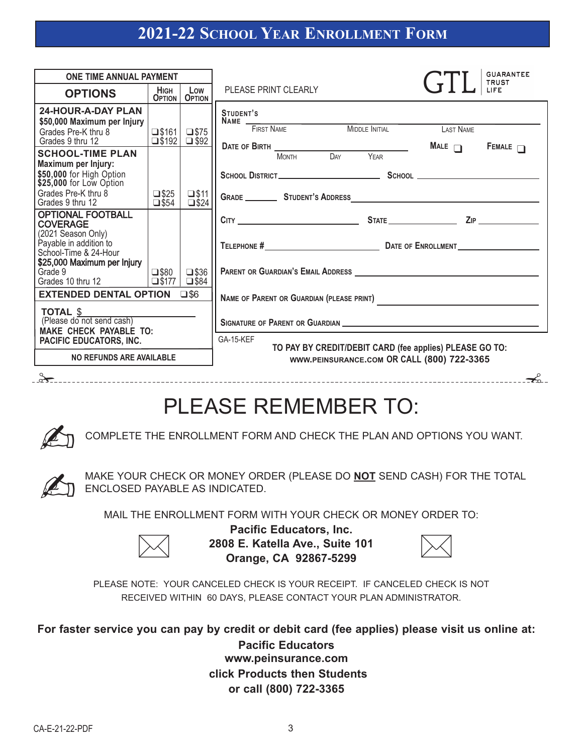# 2021-22 School Year Enrollment Form

| ONE TIME ANNUAL PAYMENT | | |
|---|---|---|
| **OPTIONS** | **High Option** | **Low Option** |
| **24-HOUR-A-DAY PLAN** **$50,000 Maximum per Injury** | | |
| Grades Pre-K thru 8 | ❑ $161 | ❑ $75 |
| Grades 9 thru 12 | ❑ $192 | ❑ $92 |
| **SCHOOL-TIME PLAN** **Maximum per Injury:** **$50,000** for High Option **$25,000** for Low Option | | |
| Grades Pre-K thru 8 | ❑ $25 | ❑ $11 |
| Grades 9 thru 12 | ❑ $54 | ❑ $24 |
| **OPTIONAL FOOTBALL COVERAGE** (2021 Season Only) Payable in addition to School-Time & 24-Hour **$25,000 Maximum per Injury** | | |
| Grade 9 | ❑ $80 | ❑ $36 |
| Grades 10 thru 12 | ❑ $177 | ❑ $84 |
| **EXTENDED DENTAL OPTION** | ❑ $6 | |

**TOTAL** $ ____________
(Please do not send cash)

**MAKE CHECK PAYABLE TO: PACIFIC EDUCATORS, INC.**

**NO REFUNDS ARE AVAILABLE**

PLEASE PRINT CLEARLY

GTL GUARANTEE TRUST LIFE

**Student's Name** ______________________
First Name Middle Initial Last Name

**Date of Birth** ______________ Month Day Year **Male** ❑ **Female** ❑

**School District** ______________ **School** ______________

**Grade** ________ **Student's Address** ______________________

**City** ______________ **State** ______________ **Zip** ______________

**Telephone #** ______________ **Date of Enrollment** ______________

**Parent or Guardian's Email Address** ______________________

**Name of Parent or Guardian (please print)** ______________________

**Signature of Parent or Guardian** ______________________

GA-15-KEF

**TO PAY BY CREDIT/DEBIT CARD (fee applies) PLEASE GO TO: WWW.PEINSURANCE.COM OR CALL (800) 722-3365**

---

# PLEASE REMEMBER TO:

COMPLETE THE ENROLLMENT FORM AND CHECK THE PLAN AND OPTIONS YOU WANT.

MAKE YOUR CHECK OR MONEY ORDER (PLEASE DO **NOT** SEND CASH) FOR THE TOTAL ENCLOSED PAYABLE AS INDICATED.

MAIL THE ENROLLMENT FORM WITH YOUR CHECK OR MONEY ORDER TO:

**Pacific Educators, Inc.**
**2808 E. Katella Ave., Suite 101**
**Orange, CA 92867-5299**

PLEASE NOTE: YOUR CANCELED CHECK IS YOUR RECEIPT. IF CANCELED CHECK IS NOT RECEIVED WITHIN 60 DAYS, PLEASE CONTACT YOUR PLAN ADMINISTRATOR.

**For faster service you can pay by credit or debit card (fee applies) please visit us online at:**

**Pacific Educators**
**www.peinsurance.com**
**click Products then Students**
**or call (800) 722-3365**

CA-E-21-22-PDF